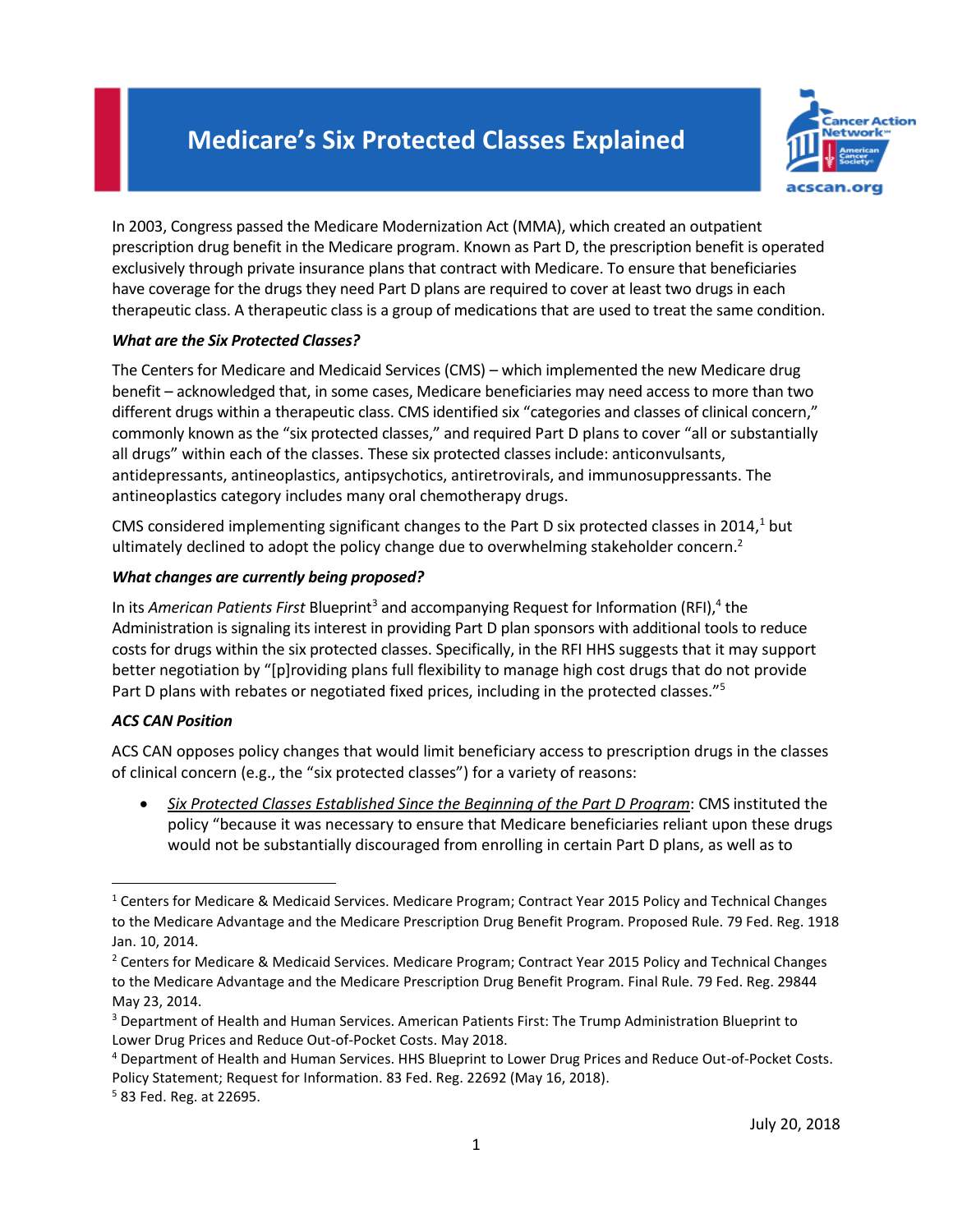# Medicare's Six Protected Classes Explained

In 2003, Congress passed the Medicare Modernization Act (MMA), which created an outpatient prescription drug benefit in the Medicare program. Known as Part D, the prescription benefit is operated exclusively through private insurance plans that contract with Medicare. To ensure that beneficiaries have coverage for the drugs they need Part D plans are required to cover at least two drugs in each therapeutic class. A therapeutic class is a group of medications that are used to treat the same condition.

***What are the Six Protected Classes?***

The Centers for Medicare and Medicaid Services (CMS) – which implemented the new Medicare drug benefit – acknowledged that, in some cases, Medicare beneficiaries may need access to more than two different drugs within a therapeutic class. CMS identified six "categories and classes of clinical concern," commonly known as the "six protected classes," and required Part D plans to cover "all or substantially all drugs" within each of the classes. These six protected classes include: anticonvulsants, antidepressants, antineoplastics, antipsychotics, antiretrovirals, and immunosuppressants. The antineoplastics category includes many oral chemotherapy drugs.

CMS considered implementing significant changes to the Part D six protected classes in 2014,[1] but ultimately declined to adopt the policy change due to overwhelming stakeholder concern.[2]

***What changes are currently being proposed?***

In its *American Patients First* Blueprint[3] and accompanying Request for Information (RFI),[4] the Administration is signaling its interest in providing Part D plan sponsors with additional tools to reduce costs for drugs within the six protected classes. Specifically, in the RFI HHS suggests that it may support better negotiation by "[p]roviding plans full flexibility to manage high cost drugs that do not provide Part D plans with rebates or negotiated fixed prices, including in the protected classes."[5]

***ACS CAN Position***

ACS CAN opposes policy changes that would limit beneficiary access to prescription drugs in the classes of clinical concern (e.g., the "six protected classes") for a variety of reasons:

- *Six Protected Classes Established Since the Beginning of the Part D Program*: CMS instituted the policy "because it was necessary to ensure that Medicare beneficiaries reliant upon these drugs would not be substantially discouraged from enrolling in certain Part D plans, as well as to

---

[1] Centers for Medicare & Medicaid Services. Medicare Program; Contract Year 2015 Policy and Technical Changes to the Medicare Advantage and the Medicare Prescription Drug Benefit Program. Proposed Rule. 79 Fed. Reg. 1918 Jan. 10, 2014.

[2] Centers for Medicare & Medicaid Services. Medicare Program; Contract Year 2015 Policy and Technical Changes to the Medicare Advantage and the Medicare Prescription Drug Benefit Program. Final Rule. 79 Fed. Reg. 29844 May 23, 2014.

[3] Department of Health and Human Services. American Patients First: The Trump Administration Blueprint to Lower Drug Prices and Reduce Out-of-Pocket Costs. May 2018.

[4] Department of Health and Human Services. HHS Blueprint to Lower Drug Prices and Reduce Out-of-Pocket Costs. Policy Statement; Request for Information. 83 Fed. Reg. 22692 (May 16, 2018).

[5] 83 Fed. Reg. at 22695.

July 20, 2018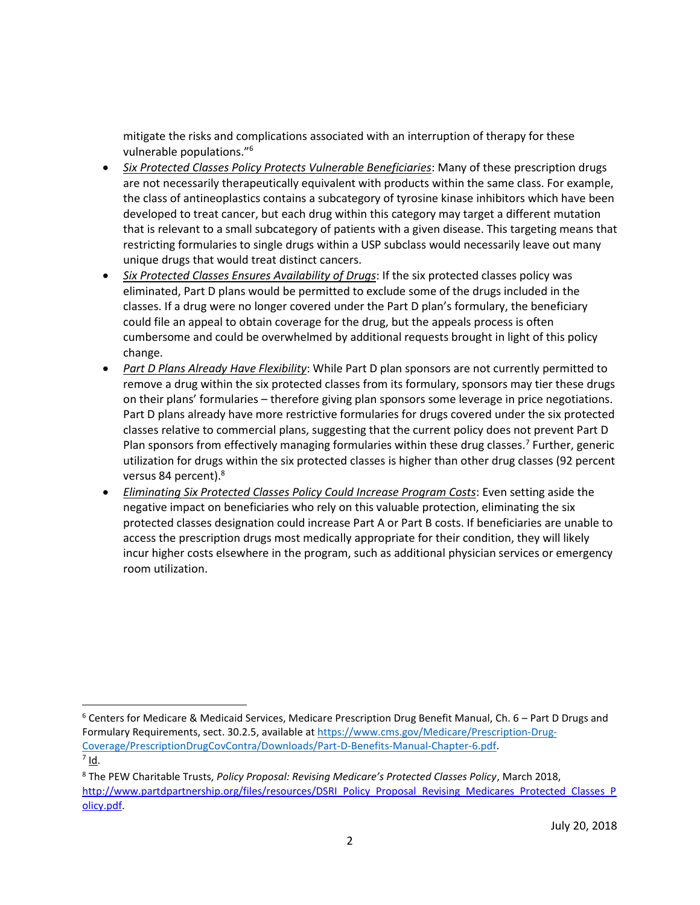mitigate the risks and complications associated with an interruption of therapy for these vulnerable populations."[6]

- *Six Protected Classes Policy Protects Vulnerable Beneficiaries*: Many of these prescription drugs are not necessarily therapeutically equivalent with products within the same class. For example, the class of antineoplastics contains a subcategory of tyrosine kinase inhibitors which have been developed to treat cancer, but each drug within this category may target a different mutation that is relevant to a small subcategory of patients with a given disease. This targeting means that restricting formularies to single drugs within a USP subclass would necessarily leave out many unique drugs that would treat distinct cancers.
- *Six Protected Classes Ensures Availability of Drugs*: If the six protected classes policy was eliminated, Part D plans would be permitted to exclude some of the drugs included in the classes. If a drug were no longer covered under the Part D plan's formulary, the beneficiary could file an appeal to obtain coverage for the drug, but the appeals process is often cumbersome and could be overwhelmed by additional requests brought in light of this policy change.
- *Part D Plans Already Have Flexibility*: While Part D plan sponsors are not currently permitted to remove a drug within the six protected classes from its formulary, sponsors may tier these drugs on their plans' formularies – therefore giving plan sponsors some leverage in price negotiations. Part D plans already have more restrictive formularies for drugs covered under the six protected classes relative to commercial plans, suggesting that the current policy does not prevent Part D Plan sponsors from effectively managing formularies within these drug classes.[7] Further, generic utilization for drugs within the six protected classes is higher than other drug classes (92 percent versus 84 percent).[8]
- *Eliminating Six Protected Classes Policy Could Increase Program Costs*: Even setting aside the negative impact on beneficiaries who rely on this valuable protection, eliminating the six protected classes designation could increase Part A or Part B costs. If beneficiaries are unable to access the prescription drugs most medically appropriate for their condition, they will likely incur higher costs elsewhere in the program, such as additional physician services or emergency room utilization.

---

[6] Centers for Medicare & Medicaid Services, Medicare Prescription Drug Benefit Manual, Ch. 6 – Part D Drugs and Formulary Requirements, sect. 30.2.5, available at https://www.cms.gov/Medicare/Prescription-Drug-Coverage/PrescriptionDrugCovContra/Downloads/Part-D-Benefits-Manual-Chapter-6.pdf.

[7] Id.

[8] The PEW Charitable Trusts, *Policy Proposal: Revising Medicare's Protected Classes Policy*, March 2018, http://www.partdpartnership.org/files/resources/DSRI_Policy_Proposal_Revising_Medicares_Protected_Classes_Policy.pdf.

July 20, 2018